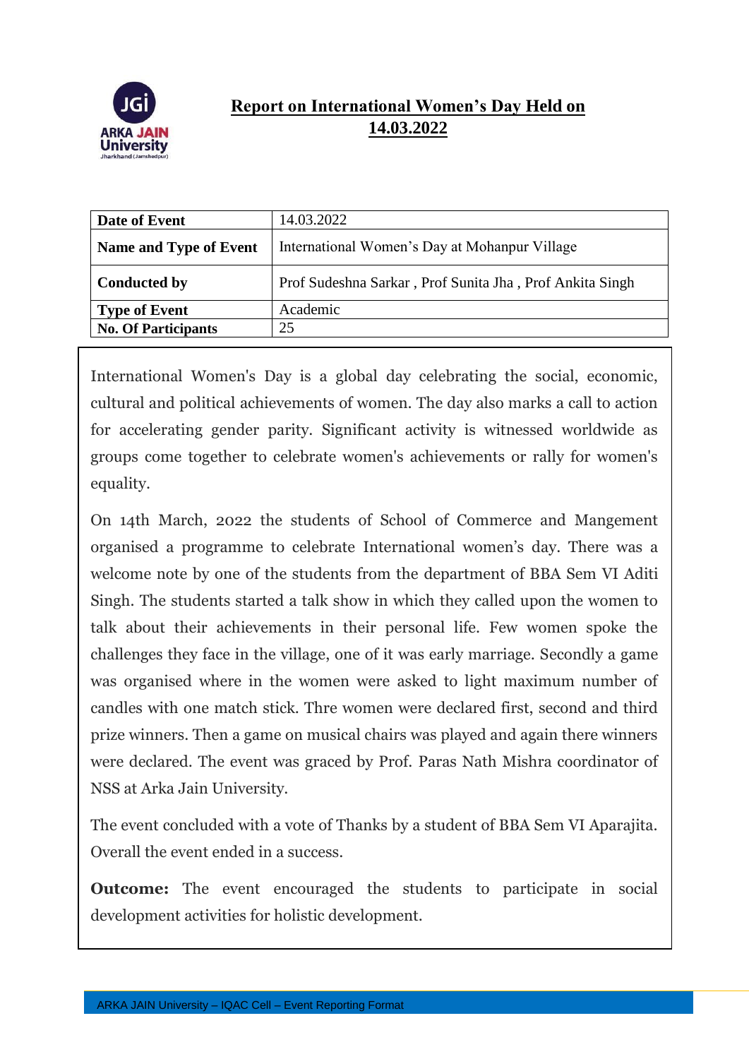# Report on International Women's Day Held on 14.03.2022

| Date of Event | 14.03.2022 |
|---|---|
| Name and Type of Event | International Women's Day at Mohanpur Village |
| Conducted by | Prof Sudeshna Sarkar , Prof Sunita Jha , Prof Ankita Singh |
| Type of Event | Academic |
| No. Of Participants | 25 |

International Women's Day is a global day celebrating the social, economic, cultural and political achievements of women. The day also marks a call to action for accelerating gender parity. Significant activity is witnessed worldwide as groups come together to celebrate women's achievements or rally for women's equality.

On 14th March, 2022 the students of School of Commerce and Mangement organised a programme to celebrate International women's day. There was a welcome note by one of the students from the department of BBA Sem VI Aditi Singh. The students started a talk show in which they called upon the women to talk about their achievements in their personal life. Few women spoke the challenges they face in the village, one of it was early marriage. Secondly a game was organised where in the women were asked to light maximum number of candles with one match stick. Thre women were declared first, second and third prize winners. Then a game on musical chairs was played and again there winners were declared. The event was graced by Prof. Paras Nath Mishra coordinator of NSS at Arka Jain University.

The event concluded with a vote of Thanks by a student of BBA Sem VI Aparajita. Overall the event ended in a success.

**Outcome:** The event encouraged the students to participate in social development activities for holistic development.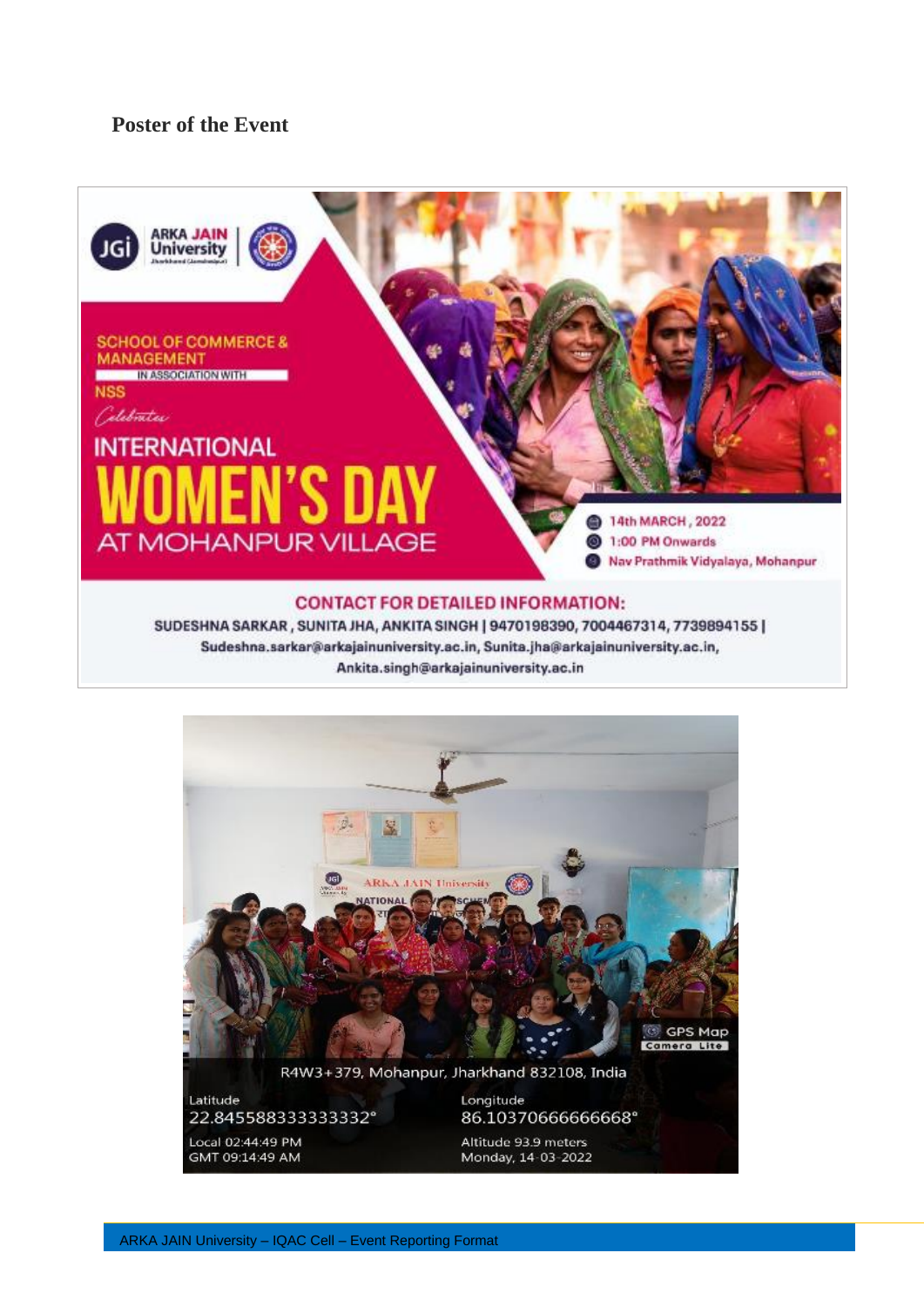**Poster of the Event**

SCHOOL OF COMMERCE & MANAGEMENT

IN ASSOCIATION WITH

NSS

Celebrates

INTERNATIONAL

WOMEN'S DAY

AT MOHANPUR VILLAGE

14th MARCH, 2022

1:00 PM Onwards

Nav Prathmik Vidyalaya, Mohanpur

CONTACT FOR DETAILED INFORMATION:

SUDESHNA SARKAR , SUNITA JHA, ANKITA SINGH | 9470198390, 7004467314, 7739894155 |

Sudeshna.sarkar@arkajainuniversity.ac.in, Sunita.jha@arkajainuniversity.ac.in,

Ankita.singh@arkajainuniversity.ac.in

R4W3+379, Mohanpur, Jharkhand 832108, India

Latitude 22.845588333333332°

Longitude 86.10370666666668°

Local 02:44:49 PM

GMT 09:14:49 AM

Altitude 93.9 meters

Monday, 14-03-2022